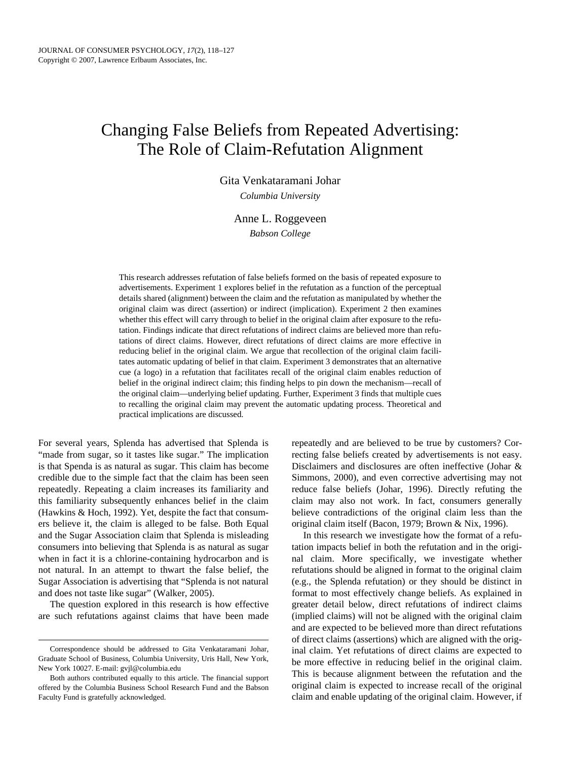# Changing False Beliefs from Repeated Advertising: The Role of Claim-Refutation Alignment

Gita Venkataramani Johar
*Columbia University*

Anne L. Roggeveen
*Babson College*

This research addresses refutation of false beliefs formed on the basis of repeated exposure to advertisements. Experiment 1 explores belief in the refutation as a function of the perceptual details shared (alignment) between the claim and the refutation as manipulated by whether the original claim was direct (assertion) or indirect (implication). Experiment 2 then examines whether this effect will carry through to belief in the original claim after exposure to the refutation. Findings indicate that direct refutations of indirect claims are believed more than refutations of direct claims. However, direct refutations of direct claims are more effective in reducing belief in the original claim. We argue that recollection of the original claim facilitates automatic updating of belief in that claim. Experiment 3 demonstrates that an alternative cue (a logo) in a refutation that facilitates recall of the original claim enables reduction of belief in the original indirect claim; this finding helps to pin down the mechanism—recall of the original claim—underlying belief updating. Further, Experiment 3 finds that multiple cues to recalling the original claim may prevent the automatic updating process. Theoretical and practical implications are discussed.

For several years, Splenda has advertised that Splenda is "made from sugar, so it tastes like sugar." The implication is that Spenda is as natural as sugar. This claim has become credible due to the simple fact that the claim has been seen repeatedly. Repeating a claim increases its familiarity and this familiarity subsequently enhances belief in the claim (Hawkins & Hoch, 1992). Yet, despite the fact that consumers believe it, the claim is alleged to be false. Both Equal and the Sugar Association claim that Splenda is misleading consumers into believing that Splenda is as natural as sugar when in fact it is a chlorine-containing hydrocarbon and is not natural. In an attempt to thwart the false belief, the Sugar Association is advertising that "Splenda is not natural and does not taste like sugar" (Walker, 2005).

The question explored in this research is how effective are such refutations against claims that have been made repeatedly and are believed to be true by customers? Correcting false beliefs created by advertisements is not easy. Disclaimers and disclosures are often ineffective (Johar & Simmons, 2000), and even corrective advertising may not reduce false beliefs (Johar, 1996). Directly refuting the claim may also not work. In fact, consumers generally believe contradictions of the original claim less than the original claim itself (Bacon, 1979; Brown & Nix, 1996).

In this research we investigate how the format of a refutation impacts belief in both the refutation and in the original claim. More specifically, we investigate whether refutations should be aligned in format to the original claim (e.g., the Splenda refutation) or they should be distinct in format to most effectively change beliefs. As explained in greater detail below, direct refutations of indirect claims (implied claims) will not be aligned with the original claim and are expected to be believed more than direct refutations of direct claims (assertions) which are aligned with the original claim. Yet refutations of direct claims are expected to be more effective in reducing belief in the original claim. This is because alignment between the refutation and the original claim is expected to increase recall of the original claim and enable updating of the original claim. However, if

---

Correspondence should be addressed to Gita Venkataramani Johar, Graduate School of Business, Columbia University, Uris Hall, New York, New York 10027. E-mail: gvjl@columbia.edu

Both authors contributed equally to this article. The financial support offered by the Columbia Business School Research Fund and the Babson Faculty Fund is gratefully acknowledged.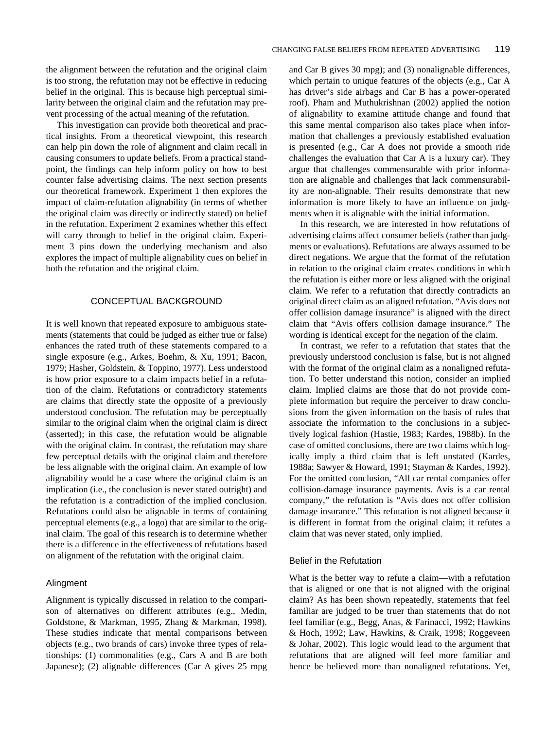the alignment between the refutation and the original claim is too strong, the refutation may not be effective in reducing belief in the original. This is because high perceptual similarity between the original claim and the refutation may prevent processing of the actual meaning of the refutation.

This investigation can provide both theoretical and practical insights. From a theoretical viewpoint, this research can help pin down the role of alignment and claim recall in causing consumers to update beliefs. From a practical standpoint, the findings can help inform policy on how to best counter false advertising claims. The next section presents our theoretical framework. Experiment 1 then explores the impact of claim-refutation alignability (in terms of whether the original claim was directly or indirectly stated) on belief in the refutation. Experiment 2 examines whether this effect will carry through to belief in the original claim. Experiment 3 pins down the underlying mechanism and also explores the impact of multiple alignability cues on belief in both the refutation and the original claim.

## CONCEPTUAL BACKGROUND

It is well known that repeated exposure to ambiguous statements (statements that could be judged as either true or false) enhances the rated truth of these statements compared to a single exposure (e.g., Arkes, Boehm, & Xu, 1991; Bacon, 1979; Hasher, Goldstein, & Toppino, 1977). Less understood is how prior exposure to a claim impacts belief in a refutation of the claim. Refutations or contradictory statements are claims that directly state the opposite of a previously understood conclusion. The refutation may be perceptually similar to the original claim when the original claim is direct (asserted); in this case, the refutation would be alignable with the original claim. In contrast, the refutation may share few perceptual details with the original claim and therefore be less alignable with the original claim. An example of low alignability would be a case where the original claim is an implication (i.e., the conclusion is never stated outright) and the refutation is a contradiction of the implied conclusion. Refutations could also be alignable in terms of containing perceptual elements (e.g., a logo) that are similar to the original claim. The goal of this research is to determine whether there is a difference in the effectiveness of refutations based on alignment of the refutation with the original claim.

### Alingment

Alignment is typically discussed in relation to the comparison of alternatives on different attributes (e.g., Medin, Goldstone, & Markman, 1995, Zhang & Markman, 1998). These studies indicate that mental comparisons between objects (e.g., two brands of cars) invoke three types of relationships: (1) commonalities (e.g., Cars A and B are both Japanese); (2) alignable differences (Car A gives 25 mpg and Car B gives 30 mpg); and (3) nonalignable differences, which pertain to unique features of the objects (e.g., Car A has driver's side airbags and Car B has a power-operated roof). Pham and Muthukrishnan (2002) applied the notion of alignability to examine attitude change and found that this same mental comparison also takes place when information that challenges a previously established evaluation is presented (e.g., Car A does not provide a smooth ride challenges the evaluation that Car A is a luxury car). They argue that challenges commensurable with prior information are alignable and challenges that lack commensurability are non-alignable. Their results demonstrate that new information is more likely to have an influence on judgments when it is alignable with the initial information.

In this research, we are interested in how refutations of advertising claims affect consumer beliefs (rather than judgments or evaluations). Refutations are always assumed to be direct negations. We argue that the format of the refutation in relation to the original claim creates conditions in which the refutation is either more or less aligned with the original claim. We refer to a refutation that directly contradicts an original direct claim as an aligned refutation. "Avis does not offer collision damage insurance" is aligned with the direct claim that "Avis offers collision damage insurance." The wording is identical except for the negation of the claim.

In contrast, we refer to a refutation that states that the previously understood conclusion is false, but is not aligned with the format of the original claim as a nonaligned refutation. To better understand this notion, consider an implied claim. Implied claims are those that do not provide complete information but require the perceiver to draw conclusions from the given information on the basis of rules that associate the information to the conclusions in a subjectively logical fashion (Hastie, 1983; Kardes, 1988b). In the case of omitted conclusions, there are two claims which logically imply a third claim that is left unstated (Kardes, 1988a; Sawyer & Howard, 1991; Stayman & Kardes, 1992). For the omitted conclusion, "All car rental companies offer collision-damage insurance payments. Avis is a car rental company," the refutation is "Avis does not offer collision damage insurance." This refutation is not aligned because it is different in format from the original claim; it refutes a claim that was never stated, only implied.

### Belief in the Refutation

What is the better way to refute a claim—with a refutation that is aligned or one that is not aligned with the original claim? As has been shown repeatedly, statements that feel familiar are judged to be truer than statements that do not feel familiar (e.g., Begg, Anas, & Farinacci, 1992; Hawkins & Hoch, 1992; Law, Hawkins, & Craik, 1998; Roggeveen & Johar, 2002). This logic would lead to the argument that refutations that are aligned will feel more familiar and hence be believed more than nonaligned refutations. Yet,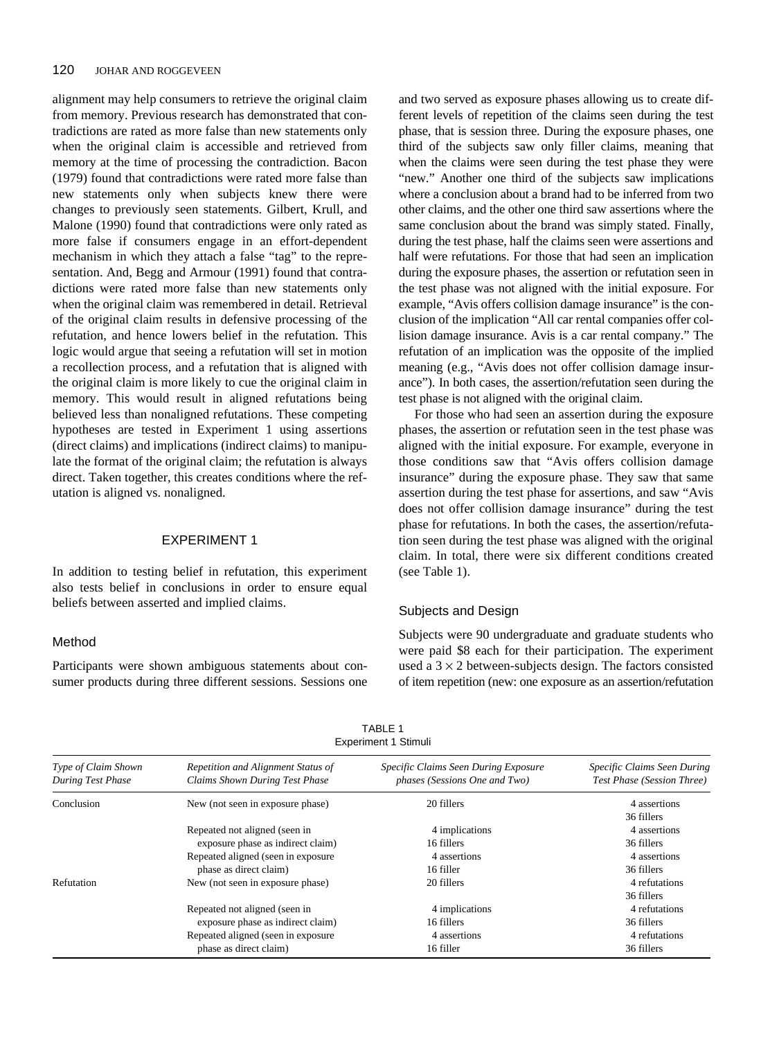alignment may help consumers to retrieve the original claim from memory. Previous research has demonstrated that contradictions are rated as more false than new statements only when the original claim is accessible and retrieved from memory at the time of processing the contradiction. Bacon (1979) found that contradictions were rated more false than new statements only when subjects knew there were changes to previously seen statements. Gilbert, Krull, and Malone (1990) found that contradictions were only rated as more false if consumers engage in an effort-dependent mechanism in which they attach a false "tag" to the representation. And, Begg and Armour (1991) found that contradictions were rated more false than new statements only when the original claim was remembered in detail. Retrieval of the original claim results in defensive processing of the refutation, and hence lowers belief in the refutation. This logic would argue that seeing a refutation will set in motion a recollection process, and a refutation that is aligned with the original claim is more likely to cue the original claim in memory. This would result in aligned refutations being believed less than nonaligned refutations. These competing hypotheses are tested in Experiment 1 using assertions (direct claims) and implications (indirect claims) to manipulate the format of the original claim; the refutation is always direct. Taken together, this creates conditions where the refutation is aligned vs. nonaligned.

## EXPERIMENT 1

In addition to testing belief in refutation, this experiment also tests belief in conclusions in order to ensure equal beliefs between asserted and implied claims.

### Method

Participants were shown ambiguous statements about consumer products during three different sessions. Sessions one and two served as exposure phases allowing us to create different levels of repetition of the claims seen during the test phase, that is session three. During the exposure phases, one third of the subjects saw only filler claims, meaning that when the claims were seen during the test phase they were "new." Another one third of the subjects saw implications where a conclusion about a brand had to be inferred from two other claims, and the other one third saw assertions where the same conclusion about the brand was simply stated. Finally, during the test phase, half the claims seen were assertions and half were refutations. For those that had seen an implication during the exposure phases, the assertion or refutation seen in the test phase was not aligned with the initial exposure. For example, "Avis offers collision damage insurance" is the conclusion of the implication "All car rental companies offer collision damage insurance. Avis is a car rental company." The refutation of an implication was the opposite of the implied meaning (e.g., "Avis does not offer collision damage insurance"). In both cases, the assertion/refutation seen during the test phase is not aligned with the original claim.

For those who had seen an assertion during the exposure phases, the assertion or refutation seen in the test phase was aligned with the initial exposure. For example, everyone in those conditions saw that "Avis offers collision damage insurance" during the exposure phase. They saw that same assertion during the test phase for assertions, and saw "Avis does not offer collision damage insurance" during the test phase for refutations. In both the cases, the assertion/refutation seen during the test phase was aligned with the original claim. In total, there were six different conditions created (see Table 1).

### Subjects and Design

Subjects were 90 undergraduate and graduate students who were paid $8 each for their participation. The experiment used a $3 \times 2$ between-subjects design. The factors consisted of item repetition (new: one exposure as an assertion/refutation

TABLE 1
Experiment 1 Stimuli

| *Type of Claim Shown During Test Phase* | *Repetition and Alignment Status of Claims Shown During Test Phase* | *Specific Claims Seen During Exposure phases (Sessions One and Two)* | *Specific Claims Seen During Test Phase (Session Three)* |
|---|---|---|---|
| Conclusion | New (not seen in exposure phase) | 20 fillers | 4 assertions<br>36 fillers |
| | Repeated not aligned (seen in exposure phase as indirect claim) | 4 implications<br>16 fillers | 4 assertions<br>36 fillers |
| | Repeated aligned (seen in exposure phase as direct claim) | 4 assertions<br>16 filler | 4 assertions<br>36 fillers |
| Refutation | New (not seen in exposure phase) | 20 fillers | 4 refutations<br>36 fillers |
| | Repeated not aligned (seen in exposure phase as indirect claim) | 4 implications<br>16 fillers | 4 refutations<br>36 fillers |
| | Repeated aligned (seen in exposure phase as direct claim) | 4 assertions<br>16 filler | 4 refutations<br>36 fillers |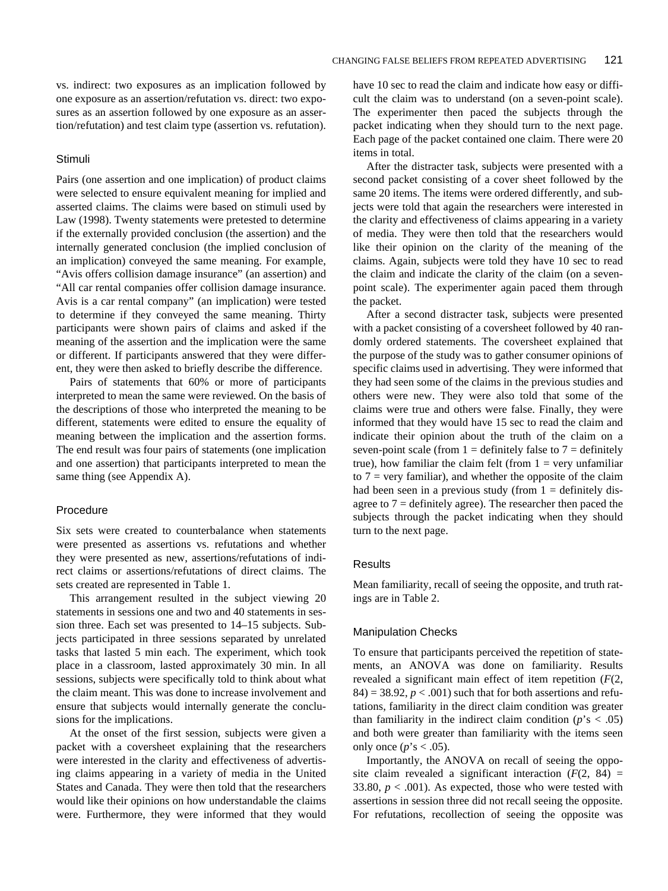vs. indirect: two exposures as an implication followed by one exposure as an assertion/refutation vs. direct: two exposures as an assertion followed by one exposure as an assertion/refutation) and test claim type (assertion vs. refutation).

### Stimuli

Pairs (one assertion and one implication) of product claims were selected to ensure equivalent meaning for implied and asserted claims. The claims were based on stimuli used by Law (1998). Twenty statements were pretested to determine if the externally provided conclusion (the assertion) and the internally generated conclusion (the implied conclusion of an implication) conveyed the same meaning. For example, "Avis offers collision damage insurance" (an assertion) and "All car rental companies offer collision damage insurance. Avis is a car rental company" (an implication) were tested to determine if they conveyed the same meaning. Thirty participants were shown pairs of claims and asked if the meaning of the assertion and the implication were the same or different. If participants answered that they were different, they were then asked to briefly describe the difference.

Pairs of statements that 60% or more of participants interpreted to mean the same were reviewed. On the basis of the descriptions of those who interpreted the meaning to be different, statements were edited to ensure the equality of meaning between the implication and the assertion forms. The end result was four pairs of statements (one implication and one assertion) that participants interpreted to mean the same thing (see Appendix A).

### Procedure

Six sets were created to counterbalance when statements were presented as assertions vs. refutations and whether they were presented as new, assertions/refutations of indirect claims or assertions/refutations of direct claims. The sets created are represented in Table 1.

This arrangement resulted in the subject viewing 20 statements in sessions one and two and 40 statements in session three. Each set was presented to 14–15 subjects. Subjects participated in three sessions separated by unrelated tasks that lasted 5 min each. The experiment, which took place in a classroom, lasted approximately 30 min. In all sessions, subjects were specifically told to think about what the claim meant. This was done to increase involvement and ensure that subjects would internally generate the conclusions for the implications.

At the onset of the first session, subjects were given a packet with a coversheet explaining that the researchers were interested in the clarity and effectiveness of advertising claims appearing in a variety of media in the United States and Canada. They were then told that the researchers would like their opinions on how understandable the claims were. Furthermore, they were informed that they would have 10 sec to read the claim and indicate how easy or difficult the claim was to understand (on a seven-point scale). The experimenter then paced the subjects through the packet indicating when they should turn to the next page. Each page of the packet contained one claim. There were 20 items in total.

After the distracter task, subjects were presented with a second packet consisting of a cover sheet followed by the same 20 items. The items were ordered differently, and subjects were told that again the researchers were interested in the clarity and effectiveness of claims appearing in a variety of media. They were then told that the researchers would like their opinion on the clarity of the meaning of the claims. Again, subjects were told they have 10 sec to read the claim and indicate the clarity of the claim (on a seven-point scale). The experimenter again paced them through the packet.

After a second distracter task, subjects were presented with a packet consisting of a coversheet followed by 40 randomly ordered statements. The coversheet explained that the purpose of the study was to gather consumer opinions of specific claims used in advertising. They were informed that they had seen some of the claims in the previous studies and others were new. They were also told that some of the claims were true and others were false. Finally, they were informed that they would have 15 sec to read the claim and indicate their opinion about the truth of the claim on a seven-point scale (from 1 = definitely false to 7 = definitely true), how familiar the claim felt (from 1 = very unfamiliar to 7 = very familiar), and whether the opposite of the claim had been seen in a previous study (from 1 = definitely disagree to 7 = definitely agree). The researcher then paced the subjects through the packet indicating when they should turn to the next page.

### Results

Mean familiarity, recall of seeing the opposite, and truth ratings are in Table 2.

### Manipulation Checks

To ensure that participants perceived the repetition of statements, an ANOVA was done on familiarity. Results revealed a significant main effect of item repetition ($F(2, 84) = 38.92$, $p < .001$) such that for both assertions and refutations, familiarity in the direct claim condition was greater than familiarity in the indirect claim condition ($p$'s $< .05$) and both were greater than familiarity with the items seen only once ($p$'s $< .05$).

Importantly, the ANOVA on recall of seeing the opposite claim revealed a significant interaction ($F(2, 84) = 33.80$, $p < .001$). As expected, those who were tested with assertions in session three did not recall seeing the opposite. For refutations, recollection of seeing the opposite was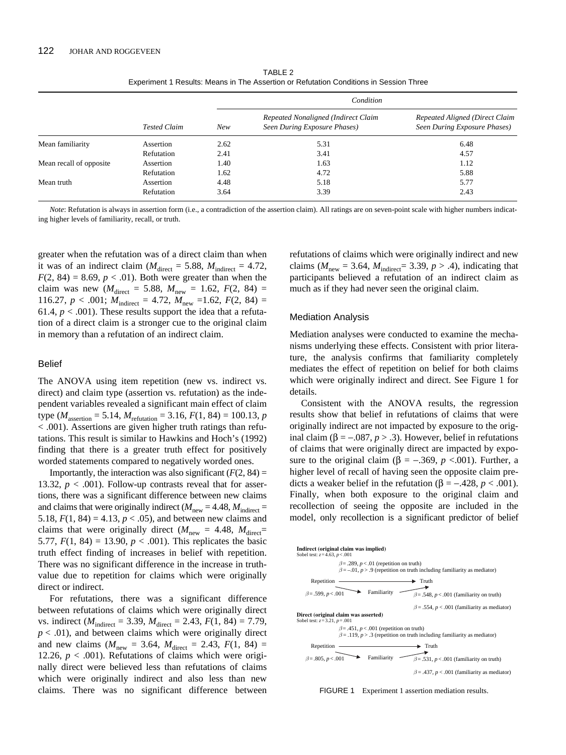TABLE 2
Experiment 1 Results: Means in The Assertion or Refutation Conditions in Session Three

| | | Condition | | |
|---|---|---|---|---|
| | *Tested Claim* | *New* | *Repeated Nonaligned (Indirect Claim Seen During Exposure Phases)* | *Repeated Aligned (Direct Claim Seen During Exposure Phases)* |
| Mean familiarity | Assertion | 2.62 | 5.31 | 6.48 |
| | Refutation | 2.41 | 3.41 | 4.57 |
| Mean recall of opposite | Assertion | 1.40 | 1.63 | 1.12 |
| | Refutation | 1.62 | 4.72 | 5.88 |
| Mean truth | Assertion | 4.48 | 5.18 | 5.77 |
| | Refutation | 3.64 | 3.39 | 2.43 |

*Note*: Refutation is always in assertion form (i.e., a contradiction of the assertion claim). All ratings are on seven-point scale with higher numbers indicating higher levels of familiarity, recall, or truth.

greater when the refutation was of a direct claim than when it was of an indirect claim ($M_{\text{direct}}$ = 5.88, $M_{\text{indirect}}$ = 4.72, $F(2, 84) = 8.69$, $p < .01$). Both were greater than when the claim was new ($M_{\text{direct}}$ = 5.88, $M_{\text{new}}$ = 1.62, $F(2, 84)$ = 116.27, $p < .001$; $M_{\text{indirect}}$ = 4.72, $M_{\text{new}}$ =1.62, $F(2, 84)$ = 61.4, $p < .001$). These results support the idea that a refutation of a direct claim is a stronger cue to the original claim in memory than a refutation of an indirect claim.

## Belief

The ANOVA using item repetition (new vs. indirect vs. direct) and claim type (assertion vs. refutation) as the independent variables revealed a significant main effect of claim type ($M_{\text{assertion}}$ = 5.14, $M_{\text{refutation}}$ = 3.16, $F(1, 84)$ = 100.13, $p < .001$). Assertions are given higher truth ratings than refutations. This result is similar to Hawkins and Hoch's (1992) finding that there is a greater truth effect for positively worded statements compared to negatively worded ones.

Importantly, the interaction was also significant ($F(2, 84)$ = 13.32, $p < .001$). Follow-up contrasts reveal that for assertions, there was a significant difference between new claims and claims that were originally indirect ($M_{\text{new}}$ = 4.48, $M_{\text{indirect}}$ = 5.18, $F(1, 84)$ = 4.13, $p < .05$), and between new claims and claims that were originally direct ($M_{\text{new}}$ = 4.48, $M_{\text{direct}}$= 5.77, $F(1, 84)$ = 13.90, $p < .001$). This replicates the basic truth effect finding of increases in belief with repetition. There was no significant difference in the increase in truth-value due to repetition for claims which were originally direct or indirect.

For refutations, there was a significant difference between refutations of claims which were originally direct vs. indirect ($M_{\text{indirect}}$ = 3.39, $M_{\text{direct}}$ = 2.43, $F(1, 84)$ = 7.79, $p < .01$), and between claims which were originally direct and new claims ($M_{\text{new}}$ = 3.64, $M_{\text{direct}}$ = 2.43, $F(1, 84)$ = 12.26, $p < .001$). Refutations of claims which were originally direct were believed less than refutations of claims which were originally indirect and also less than new claims. There was no significant difference between refutations of claims which were originally indirect and new claims ($M_{\text{new}}$ = 3.64, $M_{\text{indirect}}$= 3.39, $p > .4$), indicating that participants believed a refutation of an indirect claim as much as if they had never seen the original claim.

## Mediation Analysis

Mediation analyses were conducted to examine the mechanisms underlying these effects. Consistent with prior literature, the analysis confirms that familiarity completely mediates the effect of repetition on belief for both claims which were originally indirect and direct. See Figure 1 for details.

Consistent with the ANOVA results, the regression results show that belief in refutations of claims that were originally indirect are not impacted by exposure to the original claim ($\beta = -.087$, $p > .3$). However, belief in refutations of claims that were originally direct are impacted by exposure to the original claim ($\beta = -.369$, $p < .001$). Further, a higher level of recall of having seen the opposite claim predicts a weaker belief in the refutation ($\beta = -.428$, $p < .001$). Finally, when both exposure to the original claim and recollection of seeing the opposite are included in the model, only recollection is a significant predictor of belief

**Indirect (original claim was implied)**
Sobel test: $z = 4.63$, $p < .001$
$\beta = .289$, $p < .01$ (repetition on truth)
$\beta = -.01$, $p > .9$ (repetition on truth including familiarity as mediator)
Repetition
Truth
$\beta = .599$, $p < .001$
Familiarity
$\beta = .548$, $p < .001$ (familiarity on truth)
$\beta = .554$, $p < .001$ (familiarity as mediator)

**Direct (original claim was asserted)**
Sobel test: $z = 3.21$, $p = .001$
$\beta = .451$, $p < .001$ (repetition on truth)
$\beta = .119$, $p > .3$ (repetition on truth including familiarity as mediator)
Repetition
Truth
$\beta = .805$, $p < .001$
Familiarity
$\beta = .531$, $p < .001$ (familiarity on truth)
$\beta = .437$, $p < .001$ (familiarity as mediator)

FIGURE 1 Experiment 1 assertion mediation results.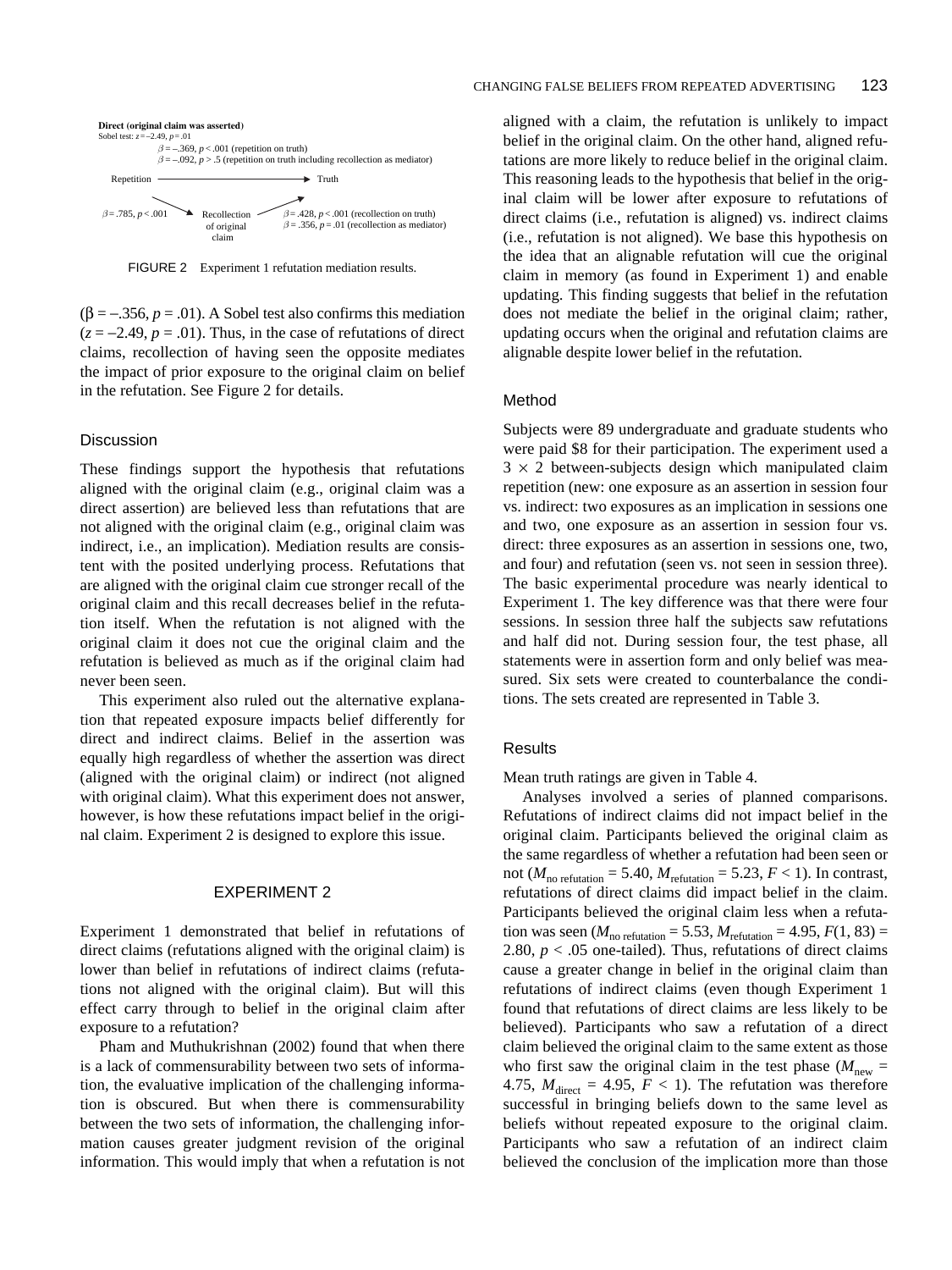Direct (original claim was asserted)

Sobel test: $z = -2.49$, $p = .01$

$\beta = -.369$, $p < .001$ (repetition on truth)

$\beta = -.092$, $p > .5$ (repetition on truth including recollection as mediator)

Repetition → Truth

$\beta = .785$, $p < .001$

Recollection of original claim

$\beta = .428$, $p < .001$ (recollection on truth)

$\beta = .356$, $p = .01$ (recollection as mediator)

FIGURE 2 Experiment 1 refutation mediation results.

($\beta = -.356$, $p = .01$). A Sobel test also confirms this mediation ($z = -2.49$, $p = .01$). Thus, in the case of refutations of direct claims, recollection of having seen the opposite mediates the impact of prior exposure to the original claim on belief in the refutation. See Figure 2 for details.

### Discussion

These findings support the hypothesis that refutations aligned with the original claim (e.g., original claim was a direct assertion) are believed less than refutations that are not aligned with the original claim (e.g., original claim was indirect, i.e., an implication). Mediation results are consistent with the posited underlying process. Refutations that are aligned with the original claim cue stronger recall of the original claim and this recall decreases belief in the refutation itself. When the refutation is not aligned with the original claim it does not cue the original claim and the refutation is believed as much as if the original claim had never been seen.

This experiment also ruled out the alternative explanation that repeated exposure impacts belief differently for direct and indirect claims. Belief in the assertion was equally high regardless of whether the assertion was direct (aligned with the original claim) or indirect (not aligned with original claim). What this experiment does not answer, however, is how these refutations impact belief in the original claim. Experiment 2 is designed to explore this issue.

## EXPERIMENT 2

Experiment 1 demonstrated that belief in refutations of direct claims (refutations aligned with the original claim) is lower than belief in refutations of indirect claims (refutations not aligned with the original claim). But will this effect carry through to belief in the original claim after exposure to a refutation?

Pham and Muthukrishnan (2002) found that when there is a lack of commensurability between two sets of information, the evaluative implication of the challenging information is obscured. But when there is commensurability between the two sets of information, the challenging information causes greater judgment revision of the original information. This would imply that when a refutation is not aligned with a claim, the refutation is unlikely to impact belief in the original claim. On the other hand, aligned refutations are more likely to reduce belief in the original claim. This reasoning leads to the hypothesis that belief in the original claim will be lower after exposure to refutations of direct claims (i.e., refutation is aligned) vs. indirect claims (i.e., refutation is not aligned). We base this hypothesis on the idea that an alignable refutation will cue the original claim in memory (as found in Experiment 1) and enable updating. This finding suggests that belief in the refutation does not mediate the belief in the original claim; rather, updating occurs when the original and refutation claims are alignable despite lower belief in the refutation.

### Method

Subjects were 89 undergraduate and graduate students who were paid $8 for their participation. The experiment used a $3 \times 2$ between-subjects design which manipulated claim repetition (new: one exposure as an assertion in session four vs. indirect: two exposures as an implication in sessions one and two, one exposure as an assertion in session four vs. direct: three exposures as an assertion in sessions one, two, and four) and refutation (seen vs. not seen in session three). The basic experimental procedure was nearly identical to Experiment 1. The key difference was that there were four sessions. In session three half the subjects saw refutations and half did not. During session four, the test phase, all statements were in assertion form and only belief was measured. Six sets were created to counterbalance the conditions. The sets created are represented in Table 3.

### Results

Mean truth ratings are given in Table 4.

Analyses involved a series of planned comparisons. Refutations of indirect claims did not impact belief in the original claim. Participants believed the original claim as the same regardless of whether a refutation had been seen or not ($M_{\text{no refutation}} = 5.40$, $M_{\text{refutation}} = 5.23$, $F < 1$). In contrast, refutations of direct claims did impact belief in the claim. Participants believed the original claim less when a refutation was seen ($M_{\text{no refutation}} = 5.53$, $M_{\text{refutation}} = 4.95$, $F(1, 83) = 2.80$, $p < .05$ one-tailed). Thus, refutations of direct claims cause a greater change in belief in the original claim than refutations of indirect claims (even though Experiment 1 found that refutations of direct claims are less likely to be believed). Participants who saw a refutation of a direct claim believed the original claim to the same extent as those who first saw the original claim in the test phase ($M_{\text{new}} = 4.75$, $M_{\text{direct}} = 4.95$, $F < 1$). The refutation was therefore successful in bringing beliefs down to the same level as beliefs without repeated exposure to the original claim. Participants who saw a refutation of an indirect claim believed the conclusion of the implication more than those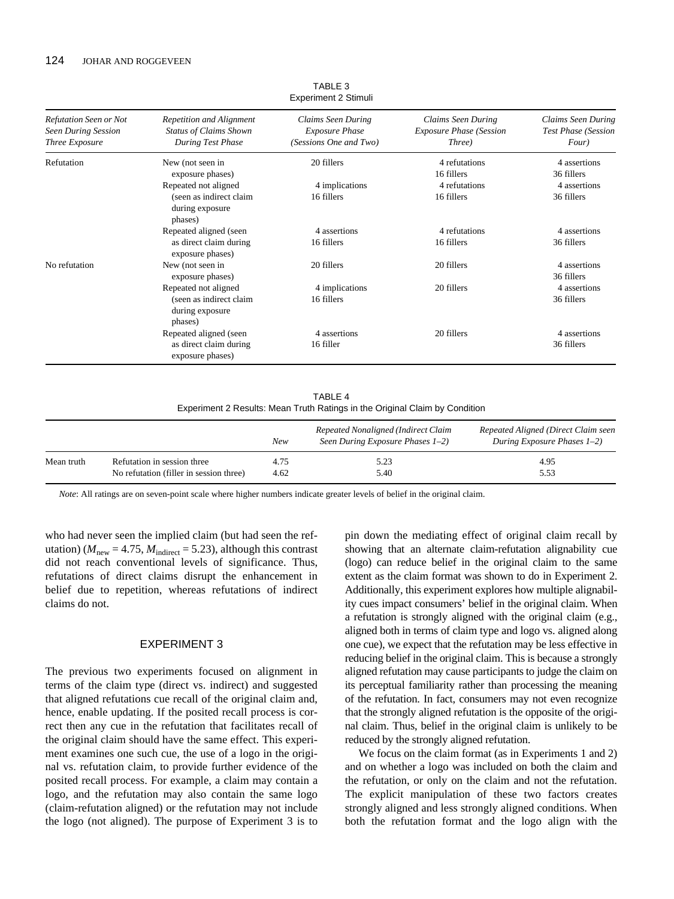TABLE 3
Experiment 2 Stimuli

| *Refutation Seen or Not Seen During Session Three Exposure* | *Repetition and Alignment Status of Claims Shown During Test Phase* | *Claims Seen During Exposure Phase (Sessions One and Two)* | *Claims Seen During Exposure Phase (Session Three)* | *Claims Seen During Test Phase (Session Four)* |
|---|---|---|---|---|
| Refutation | New (not seen in exposure phases) | 20 fillers | 4 refutations<br>16 fillers | 4 assertions<br>36 fillers |
| | Repeated not aligned (seen as indirect claim during exposure phases) | 4 implications<br>16 fillers | 4 refutations<br>16 fillers | 4 assertions<br>36 fillers |
| | Repeated aligned (seen as direct claim during exposure phases) | 4 assertions<br>16 fillers | 4 refutations<br>16 fillers | 4 assertions<br>36 fillers |
| No refutation | New (not seen in exposure phases) | 20 fillers | 20 fillers | 4 assertions<br>36 fillers |
| | Repeated not aligned (seen as indirect claim during exposure phases) | 4 implications<br>16 fillers | 20 fillers | 4 assertions<br>36 fillers |
| | Repeated aligned (seen as direct claim during exposure phases) | 4 assertions<br>16 filler | 20 fillers | 4 assertions<br>36 fillers |

TABLE 4
Experiment 2 Results: Mean Truth Ratings in the Original Claim by Condition

| | | *New* | *Repeated Nonaligned (Indirect Claim Seen During Exposure Phases 1–2)* | *Repeated Aligned (Direct Claim seen During Exposure Phases 1–2)* |
|---|---|---|---|---|
| Mean truth | Refutation in session three | 4.75 | 5.23 | 4.95 |
| | No refutation (filler in session three) | 4.62 | 5.40 | 5.53 |

*Note*: All ratings are on seven-point scale where higher numbers indicate greater levels of belief in the original claim.

who had never seen the implied claim (but had seen the refutation) ($M_{\text{new}} = 4.75$, $M_{\text{indirect}} = 5.23$), although this contrast did not reach conventional levels of significance. Thus, refutations of direct claims disrupt the enhancement in belief due to repetition, whereas refutations of indirect claims do not.

## EXPERIMENT 3

The previous two experiments focused on alignment in terms of the claim type (direct vs. indirect) and suggested that aligned refutations cue recall of the original claim and, hence, enable updating. If the posited recall process is correct then any cue in the refutation that facilitates recall of the original claim should have the same effect. This experiment examines one such cue, the use of a logo in the original vs. refutation claim, to provide further evidence of the posited recall process. For example, a claim may contain a logo, and the refutation may also contain the same logo (claim-refutation aligned) or the refutation may not include the logo (not aligned). The purpose of Experiment 3 is to pin down the mediating effect of original claim recall by showing that an alternate claim-refutation alignability cue (logo) can reduce belief in the original claim to the same extent as the claim format was shown to do in Experiment 2. Additionally, this experiment explores how multiple alignability cues impact consumers' belief in the original claim. When a refutation is strongly aligned with the original claim (e.g., aligned both in terms of claim type and logo vs. aligned along one cue), we expect that the refutation may be less effective in reducing belief in the original claim. This is because a strongly aligned refutation may cause participants to judge the claim on its perceptual familiarity rather than processing the meaning of the refutation. In fact, consumers may not even recognize that the strongly aligned refutation is the opposite of the original claim. Thus, belief in the original claim is unlikely to be reduced by the strongly aligned refutation.

We focus on the claim format (as in Experiments 1 and 2) and on whether a logo was included on both the claim and the refutation, or only on the claim and not the refutation. The explicit manipulation of these two factors creates strongly aligned and less strongly aligned conditions. When both the refutation format and the logo align with the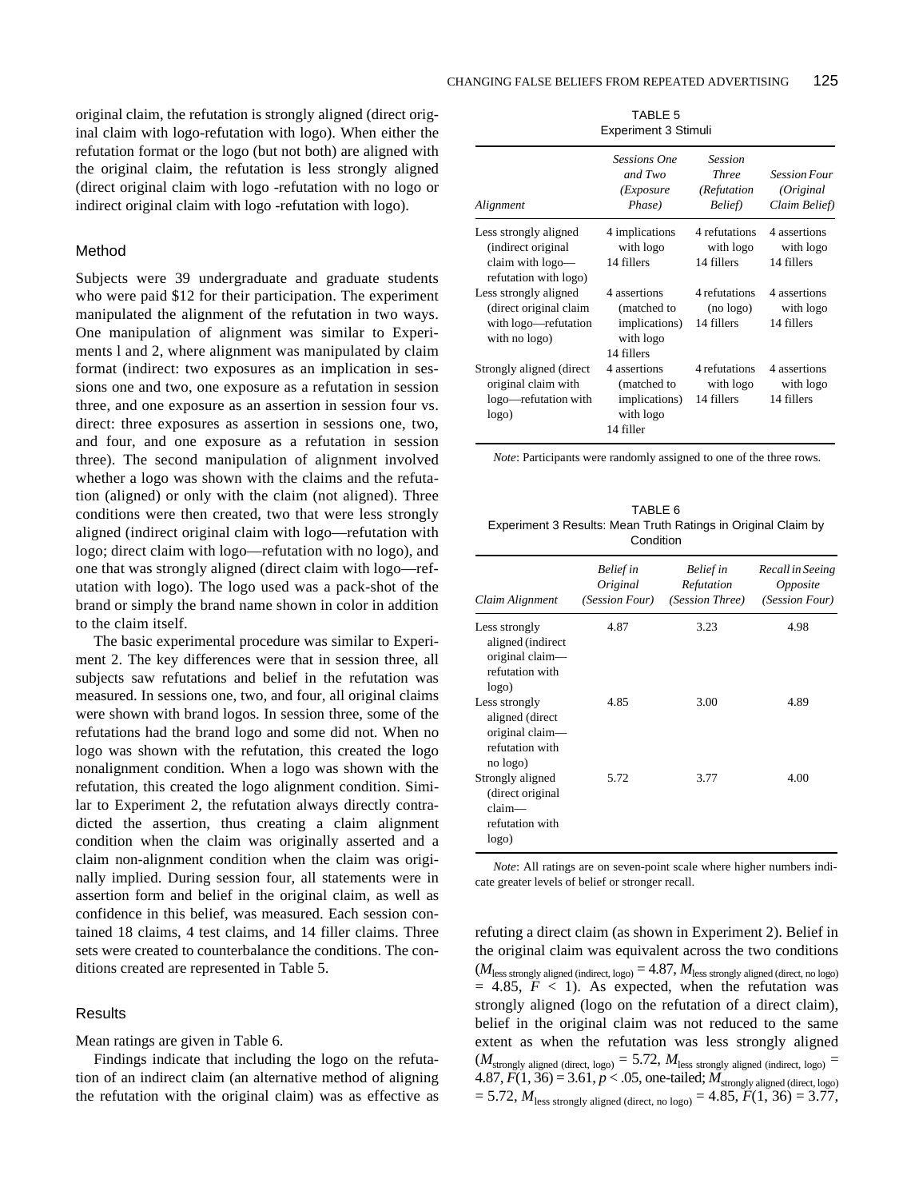original claim, the refutation is strongly aligned (direct original claim with logo-refutation with logo). When either the refutation format or the logo (but not both) are aligned with the original claim, the refutation is less strongly aligned (direct original claim with logo -refutation with no logo or indirect original claim with logo -refutation with logo).

### Method

Subjects were 39 undergraduate and graduate students who were paid $12 for their participation. The experiment manipulated the alignment of the refutation in two ways. One manipulation of alignment was similar to Experiments l and 2, where alignment was manipulated by claim format (indirect: two exposures as an implication in sessions one and two, one exposure as a refutation in session three, and one exposure as an assertion in session four vs. direct: three exposures as assertion in sessions one, two, and four, and one exposure as a refutation in session three). The second manipulation of alignment involved whether a logo was shown with the claims and the refutation (aligned) or only with the claim (not aligned). Three conditions were then created, two that were less strongly aligned (indirect original claim with logo—refutation with logo; direct claim with logo—refutation with no logo), and one that was strongly aligned (direct claim with logo—refutation with logo). The logo used was a pack-shot of the brand or simply the brand name shown in color in addition to the claim itself.

The basic experimental procedure was similar to Experiment 2. The key differences were that in session three, all subjects saw refutations and belief in the refutation was measured. In sessions one, two, and four, all original claims were shown with brand logos. In session three, some of the refutations had the brand logo and some did not. When no logo was shown with the refutation, this created the logo nonalignment condition. When a logo was shown with the refutation, this created the logo alignment condition. Similar to Experiment 2, the refutation always directly contradicted the assertion, thus creating a claim alignment condition when the claim was originally asserted and a claim non-alignment condition when the claim was originally implied. During session four, all statements were in assertion form and belief in the original claim, as well as confidence in this belief, was measured. Each session contained 18 claims, 4 test claims, and 14 filler claims. Three sets were created to counterbalance the conditions. The conditions created are represented in Table 5.

TABLE 5
Experiment 3 Stimuli

| *Alignment* | *Sessions One and Two (Exposure Phase)* | *Session Three (Refutation Belief)* | *Session Four (Original Claim Belief)* |
|---|---|---|---|
| Less strongly aligned (indirect original claim with logo—refutation with logo) | 4 implications with logo 14 fillers | 4 refutations with logo 14 fillers | 4 assertions with logo 14 fillers |
| Less strongly aligned (direct original claim with logo—refutation with no logo) | 4 assertions (matched to implications) with logo 14 fillers | 4 refutations (no logo) 14 fillers | 4 assertions with logo 14 fillers |
| Strongly aligned (direct original claim with logo—refutation with logo) | 4 assertions (matched to implications) with logo 14 filler | 4 refutations with logo 14 fillers | 4 assertions with logo 14 fillers |

*Note*: Participants were randomly assigned to one of the three rows.

### Results

Mean ratings are given in Table 6.

Findings indicate that including the logo on the refutation of an indirect claim (an alternative method of aligning the refutation with the original claim) was as effective as refuting a direct claim (as shown in Experiment 2). Belief in the original claim was equivalent across the two conditions ($M_{\text{less strongly aligned (indirect, logo)}} = 4.87$, $M_{\text{less strongly aligned (direct, no logo)}} = 4.85$, $F < 1$). As expected, when the refutation was strongly aligned (logo on the refutation of a direct claim), belief in the original claim was not reduced to the same extent as when the refutation was less strongly aligned ($M_{\text{strongly aligned (direct, logo)}} = 5.72$, $M_{\text{less strongly aligned (indirect, logo)}} = 4.87$, $F(1, 36) = 3.61$, $p < .05$, one-tailed; $M_{\text{strongly aligned (direct, logo)}} = 5.72$, $M_{\text{less strongly aligned (direct, no logo)}} = 4.85$, $F(1, 36) = 3.77$,

TABLE 6
Experiment 3 Results: Mean Truth Ratings in Original Claim by Condition

| *Claim Alignment* | *Belief in Original (Session Four)* | *Belief in Refutation (Session Three)* | *Recall in Seeing Opposite (Session Four)* |
|---|---|---|---|
| Less strongly aligned (indirect original claim—refutation with logo) | 4.87 | 3.23 | 4.98 |
| Less strongly aligned (direct original claim—refutation with no logo) | 4.85 | 3.00 | 4.89 |
| Strongly aligned (direct original claim—refutation with logo) | 5.72 | 3.77 | 4.00 |

*Note*: All ratings are on seven-point scale where higher numbers indicate greater levels of belief or stronger recall.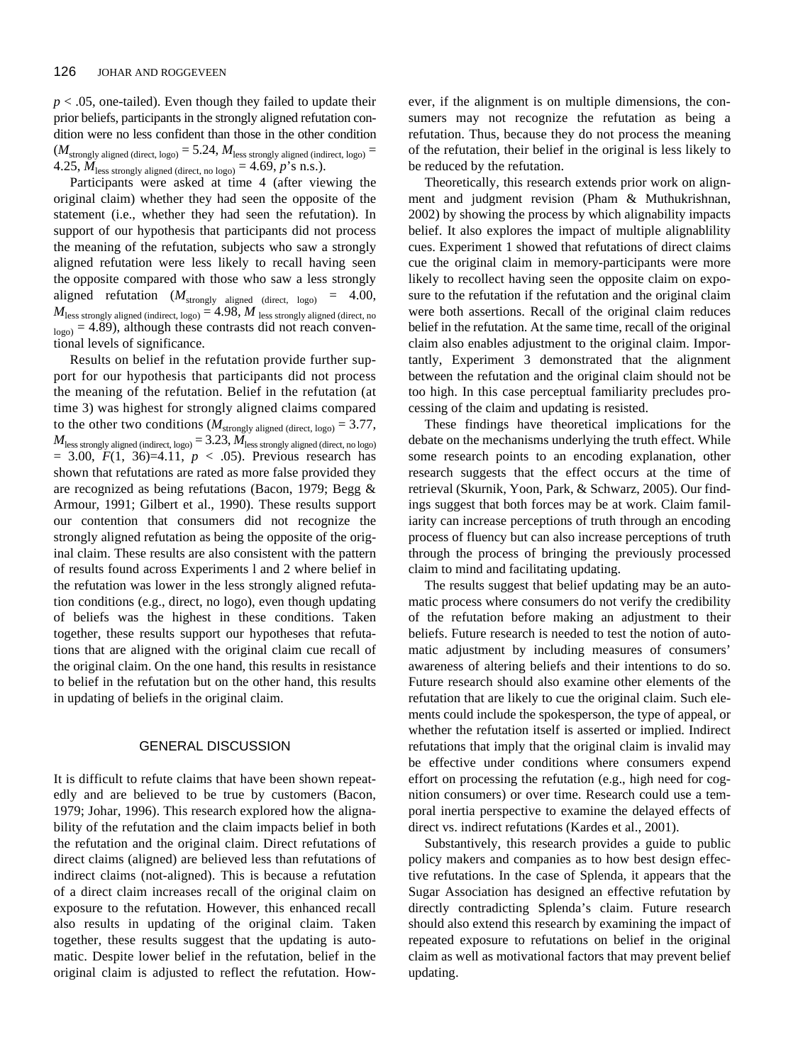$p < .05$, one-tailed). Even though they failed to update their prior beliefs, participants in the strongly aligned refutation condition were no less confident than those in the other condition ($M_{\text{strongly aligned (direct, logo)}} = 5.24$, $M_{\text{less strongly aligned (indirect, logo)}} = 4.25$, $M_{\text{less strongly aligned (direct, no logo)}} = 4.69$, *p*'s n.s.).

Participants were asked at time 4 (after viewing the original claim) whether they had seen the opposite of the statement (i.e., whether they had seen the refutation). In support of our hypothesis that participants did not process the meaning of the refutation, subjects who saw a strongly aligned refutation were less likely to recall having seen the opposite compared with those who saw a less strongly aligned refutation ($M_{\text{strongly aligned (direct, logo)}} = 4.00$, $M_{\text{less strongly aligned (indirect, logo)}} = 4.98$, $M_{\text{less strongly aligned (direct, no logo)}} = 4.89$), although these contrasts did not reach conventional levels of significance.

Results on belief in the refutation provide further support for our hypothesis that participants did not process the meaning of the refutation. Belief in the refutation (at time 3) was highest for strongly aligned claims compared to the other two conditions ($M_{\text{strongly aligned (direct, logo)}} = 3.77$, $M_{\text{less strongly aligned (indirect, logo)}} = 3.23$, $M_{\text{less strongly aligned (direct, no logo)}} = 3.00$, $F(1, 36)=4.11$, $p < .05$). Previous research has shown that refutations are rated as more false provided they are recognized as being refutations (Bacon, 1979; Begg & Armour, 1991; Gilbert et al., 1990). These results support our contention that consumers did not recognize the strongly aligned refutation as being the opposite of the original claim. These results are also consistent with the pattern of results found across Experiments l and 2 where belief in the refutation was lower in the less strongly aligned refutation conditions (e.g., direct, no logo), even though updating of beliefs was the highest in these conditions. Taken together, these results support our hypotheses that refutations that are aligned with the original claim cue recall of the original claim. On the one hand, this results in resistance to belief in the refutation but on the other hand, this results in updating of beliefs in the original claim.

## GENERAL DISCUSSION

It is difficult to refute claims that have been shown repeatedly and are believed to be true by customers (Bacon, 1979; Johar, 1996). This research explored how the alignability of the refutation and the claim impacts belief in both the refutation and the original claim. Direct refutations of direct claims (aligned) are believed less than refutations of indirect claims (not-aligned). This is because a refutation of a direct claim increases recall of the original claim on exposure to the refutation. However, this enhanced recall also results in updating of the original claim. Taken together, these results suggest that the updating is automatic. Despite lower belief in the refutation, belief in the original claim is adjusted to reflect the refutation. However, if the alignment is on multiple dimensions, the consumers may not recognize the refutation as being a refutation. Thus, because they do not process the meaning of the refutation, their belief in the original is less likely to be reduced by the refutation.

Theoretically, this research extends prior work on alignment and judgment revision (Pham & Muthukrishnan, 2002) by showing the process by which alignability impacts belief. It also explores the impact of multiple alignablility cues. Experiment 1 showed that refutations of direct claims cue the original claim in memory-participants were more likely to recollect having seen the opposite claim on exposure to the refutation if the refutation and the original claim were both assertions. Recall of the original claim reduces belief in the refutation. At the same time, recall of the original claim also enables adjustment to the original claim. Importantly, Experiment 3 demonstrated that the alignment between the refutation and the original claim should not be too high. In this case perceptual familiarity precludes processing of the claim and updating is resisted.

These findings have theoretical implications for the debate on the mechanisms underlying the truth effect. While some research points to an encoding explanation, other research suggests that the effect occurs at the time of retrieval (Skurnik, Yoon, Park, & Schwarz, 2005). Our findings suggest that both forces may be at work. Claim familiarity can increase perceptions of truth through an encoding process of fluency but can also increase perceptions of truth through the process of bringing the previously processed claim to mind and facilitating updating.

The results suggest that belief updating may be an automatic process where consumers do not verify the credibility of the refutation before making an adjustment to their beliefs. Future research is needed to test the notion of automatic adjustment by including measures of consumers' awareness of altering beliefs and their intentions to do so. Future research should also examine other elements of the refutation that are likely to cue the original claim. Such elements could include the spokesperson, the type of appeal, or whether the refutation itself is asserted or implied. Indirect refutations that imply that the original claim is invalid may be effective under conditions where consumers expend effort on processing the refutation (e.g., high need for cognition consumers) or over time. Research could use a temporal inertia perspective to examine the delayed effects of direct vs. indirect refutations (Kardes et al., 2001).

Substantively, this research provides a guide to public policy makers and companies as to how best design effective refutations. In the case of Splenda, it appears that the Sugar Association has designed an effective refutation by directly contradicting Splenda's claim. Future research should also extend this research by examining the impact of repeated exposure to refutations on belief in the original claim as well as motivational factors that may prevent belief updating.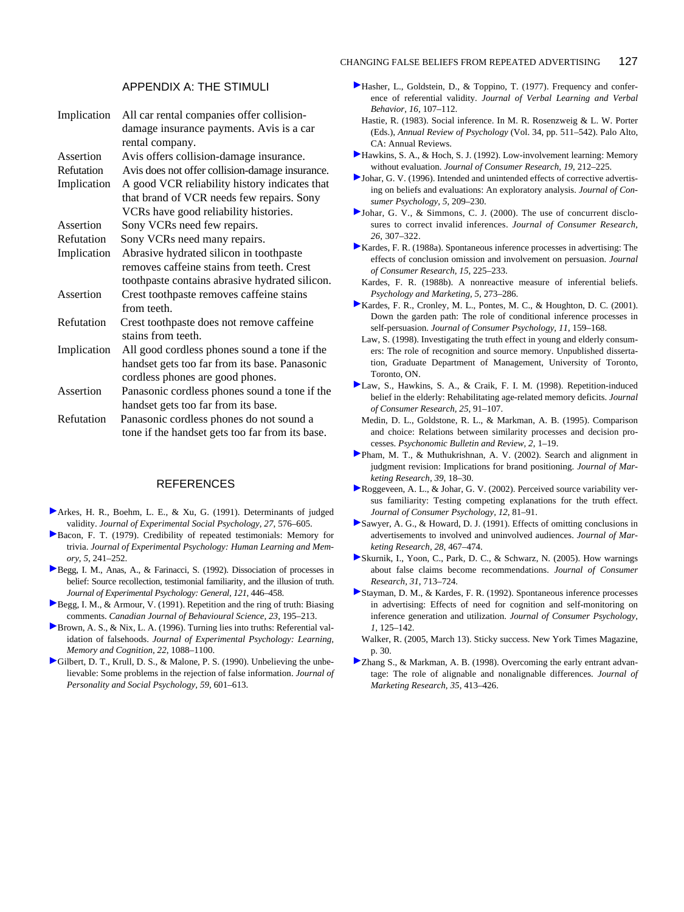## APPENDIX A: THE STIMULI

| | |
|---|---|
| Implication | All car rental companies offer collision-damage insurance payments. Avis is a car rental company. |
| Assertion | Avis offers collision-damage insurance. |
| Refutation | Avis does not offer collision-damage insurance. |
| Implication | A good VCR reliability history indicates that that brand of VCR needs few repairs. Sony VCRs have good reliability histories. |
| Assertion | Sony VCRs need few repairs. |
| Refutation | Sony VCRs need many repairs. |
| Implication | Abrasive hydrated silicon in toothpaste removes caffeine stains from teeth. Crest toothpaste contains abrasive hydrated silicon. |
| Assertion | Crest toothpaste removes caffeine stains from teeth. |
| Refutation | Crest toothpaste does not remove caffeine stains from teeth. |
| Implication | All good cordless phones sound a tone if the handset gets too far from its base. Panasonic cordless phones are good phones. |
| Assertion | Panasonic cordless phones sound a tone if the handset gets too far from its base. |
| Refutation | Panasonic cordless phones do not sound a tone if the handset gets too far from its base. |

## REFERENCES

Arkes, H. R., Boehm, L. E., & Xu, G. (1991). Determinants of judged validity. *Journal of Experimental Social Psychology, 27*, 576–605.

Bacon, F. T. (1979). Credibility of repeated testimonials: Memory for trivia. *Journal of Experimental Psychology: Human Learning and Memory, 5*, 241–252.

Begg, I. M., Anas, A., & Farinacci, S. (1992). Dissociation of processes in belief: Source recollection, testimonial familiarity, and the illusion of truth. *Journal of Experimental Psychology: General, 121*, 446–458.

Begg, I. M., & Armour, V. (1991). Repetition and the ring of truth: Biasing comments. *Canadian Journal of Behavioural Science, 23*, 195–213.

Brown, A. S., & Nix, L. A. (1996). Turning lies into truths: Referential validation of falsehoods. *Journal of Experimental Psychology: Learning, Memory and Cognition, 22*, 1088–1100.

Gilbert, D. T., Krull, D. S., & Malone, P. S. (1990). Unbelieving the unbelievable: Some problems in the rejection of false information. *Journal of Personality and Social Psychology, 59*, 601–613.

Hasher, L., Goldstein, D., & Toppino, T. (1977). Frequency and conference of referential validity. *Journal of Verbal Learning and Verbal Behavior, 16*, 107–112.

Hastie, R. (1983). Social inference. In M. R. Rosenzweig & L. W. Porter (Eds.), *Annual Review of Psychology* (Vol. 34, pp. 511–542). Palo Alto, CA: Annual Reviews.

Hawkins, S. A., & Hoch, S. J. (1992). Low-involvement learning: Memory without evaluation. *Journal of Consumer Research, 19*, 212–225.

Johar, G. V. (1996). Intended and unintended effects of corrective advertising on beliefs and evaluations: An exploratory analysis. *Journal of Consumer Psychology, 5*, 209–230.

Johar, G. V., & Simmons, C. J. (2000). The use of concurrent disclosures to correct invalid inferences. *Journal of Consumer Research, 26*, 307–322.

Kardes, F. R. (1988a). Spontaneous inference processes in advertising: The effects of conclusion omission and involvement on persuasion. *Journal of Consumer Research, 15*, 225–233.

Kardes, F. R. (1988b). A nonreactive measure of inferential beliefs. *Psychology and Marketing, 5*, 273–286.

Kardes, F. R., Cronley, M. L., Pontes, M. C., & Houghton, D. C. (2001). Down the garden path: The role of conditional inference processes in self-persuasion. *Journal of Consumer Psychology, 11*, 159–168.

Law, S. (1998). Investigating the truth effect in young and elderly consumers: The role of recognition and source memory. Unpublished dissertation, Graduate Department of Management, University of Toronto, Toronto, ON.

Law, S., Hawkins, S. A., & Craik, F. I. M. (1998). Repetition-induced belief in the elderly: Rehabilitating age-related memory deficits. *Journal of Consumer Research, 25*, 91–107.

Medin, D. L., Goldstone, R. L., & Markman, A. B. (1995). Comparison and choice: Relations between similarity processes and decision processes. *Psychonomic Bulletin and Review, 2*, 1–19.

Pham, M. T., & Muthukrishnan, A. V. (2002). Search and alignment in judgment revision: Implications for brand positioning. *Journal of Marketing Research, 39*, 18–30.

Roggeveen, A. L., & Johar, G. V. (2002). Perceived source variability versus familiarity: Testing competing explanations for the truth effect. *Journal of Consumer Psychology, 12*, 81–91.

Sawyer, A. G., & Howard, D. J. (1991). Effects of omitting conclusions in advertisements to involved and uninvolved audiences. *Journal of Marketing Research, 28*, 467–474.

Skurnik, I., Yoon, C., Park, D. C., & Schwarz, N. (2005). How warnings about false claims become recommendations. *Journal of Consumer Research, 31*, 713–724.

Stayman, D. M., & Kardes, F. R. (1992). Spontaneous inference processes in advertising: Effects of need for cognition and self-monitoring on inference generation and utilization. *Journal of Consumer Psychology, 1*, 125–142.

Walker, R. (2005, March 13). Sticky success. New York Times Magazine, p. 30.

Zhang S., & Markman, A. B. (1998). Overcoming the early entrant advantage: The role of alignable and nonalignable differences. *Journal of Marketing Research, 35*, 413–426.